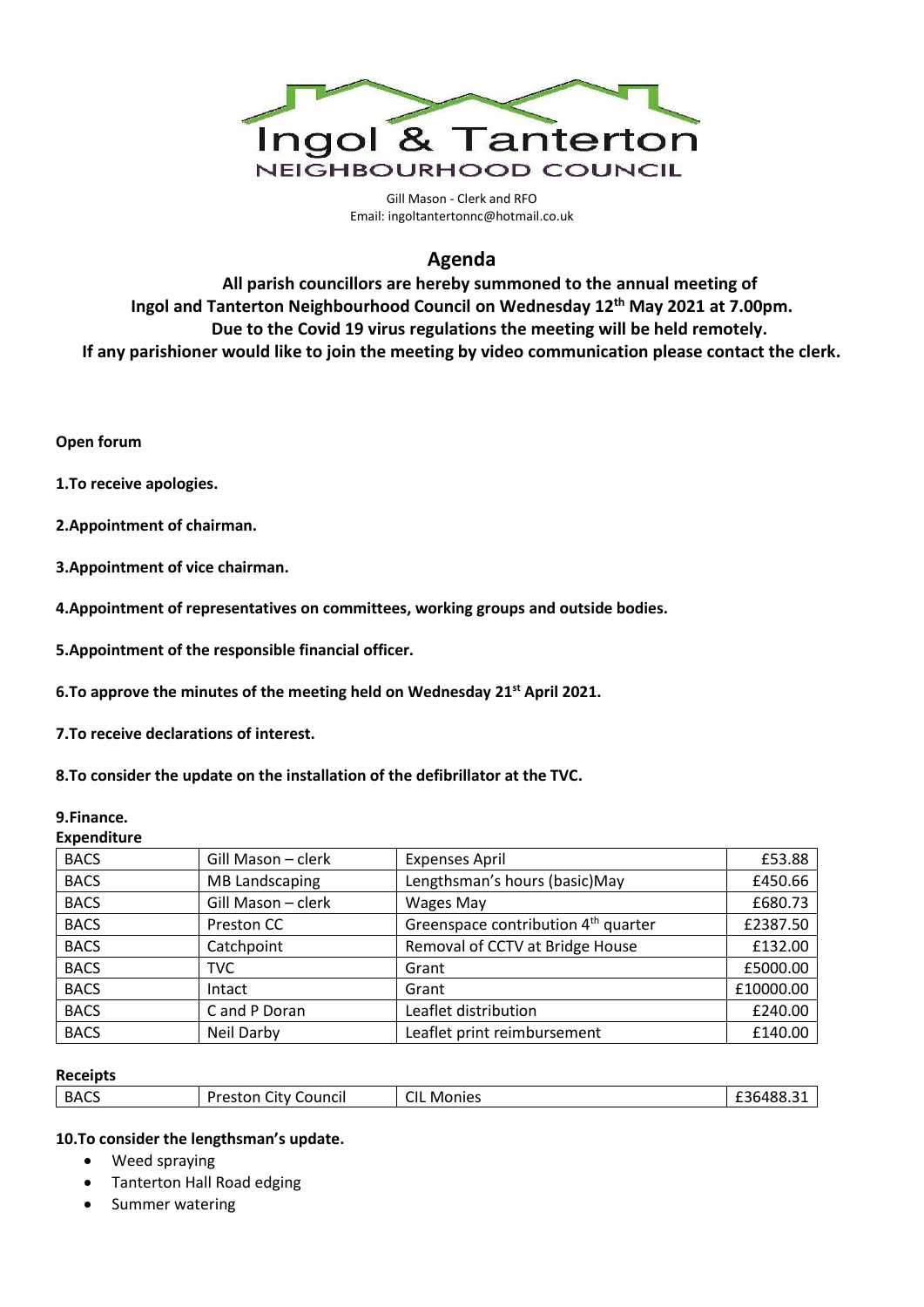# Ingol & Tanterton
## NEIGHBOURHOOD COUNCIL

Gill Mason - Clerk and RFO
Email: ingoltantertonnc@hotmail.co.uk

## Agenda

**All parish councillors are hereby summoned to the annual meeting of Ingol and Tanterton Neighbourhood Council on Wednesday 12th May 2021 at 7.00pm. Due to the Covid 19 virus regulations the meeting will be held remotely. If any parishioner would like to join the meeting by video communication please contact the clerk.**

**Open forum**

**1.To receive apologies.**

**2.Appointment of chairman.**

**3.Appointment of vice chairman.**

**4.Appointment of representatives on committees, working groups and outside bodies.**

**5.Appointment of the responsible financial officer.**

**6.To approve the minutes of the meeting held on Wednesday 21st April 2021.**

**7.To receive declarations of interest.**

**8.To consider the update on the installation of the defibrillator at the TVC.**

**9.Finance.**

**Expenditure**

| | | | |
|---|---|---|---|
| BACS | Gill Mason – clerk | Expenses April | £53.88 |
| BACS | MB Landscaping | Lengthsman's hours (basic)May | £450.66 |
| BACS | Gill Mason – clerk | Wages May | £680.73 |
| BACS | Preston CC | Greenspace contribution 4th quarter | £2387.50 |
| BACS | Catchpoint | Removal of CCTV at Bridge House | £132.00 |
| BACS | TVC | Grant | £5000.00 |
| BACS | Intact | Grant | £10000.00 |
| BACS | C and P Doran | Leaflet distribution | £240.00 |
| BACS | Neil Darby | Leaflet print reimbursement | £140.00 |

**Receipts**

| | | | |
|---|---|---|---|
| BACS | Preston City Council | CIL Monies | £36488.31 |

**10.To consider the lengthsman's update.**

- Weed spraying
- Tanterton Hall Road edging
- Summer watering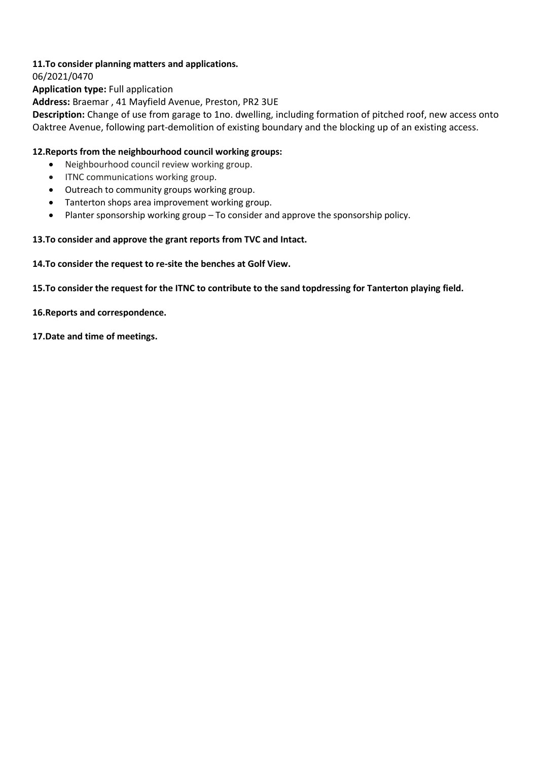**11.To consider planning matters and applications.**

06/2021/0470

**Application type:** Full application

**Address:** Braemar , 41 Mayfield Avenue, Preston, PR2 3UE

**Description:** Change of use from garage to 1no. dwelling, including formation of pitched roof, new access onto Oaktree Avenue, following part-demolition of existing boundary and the blocking up of an existing access.

**12.Reports from the neighbourhood council working groups:**

- Neighbourhood council review working group.
- ITNC communications working group.
- Outreach to community groups working group.
- Tanterton shops area improvement working group.
- Planter sponsorship working group – To consider and approve the sponsorship policy.

**13.To consider and approve the grant reports from TVC and Intact.**

**14.To consider the request to re-site the benches at Golf View.**

**15.To consider the request for the ITNC to contribute to the sand topdressing for Tanterton playing field.**

**16.Reports and correspondence.**

**17.Date and time of meetings.**